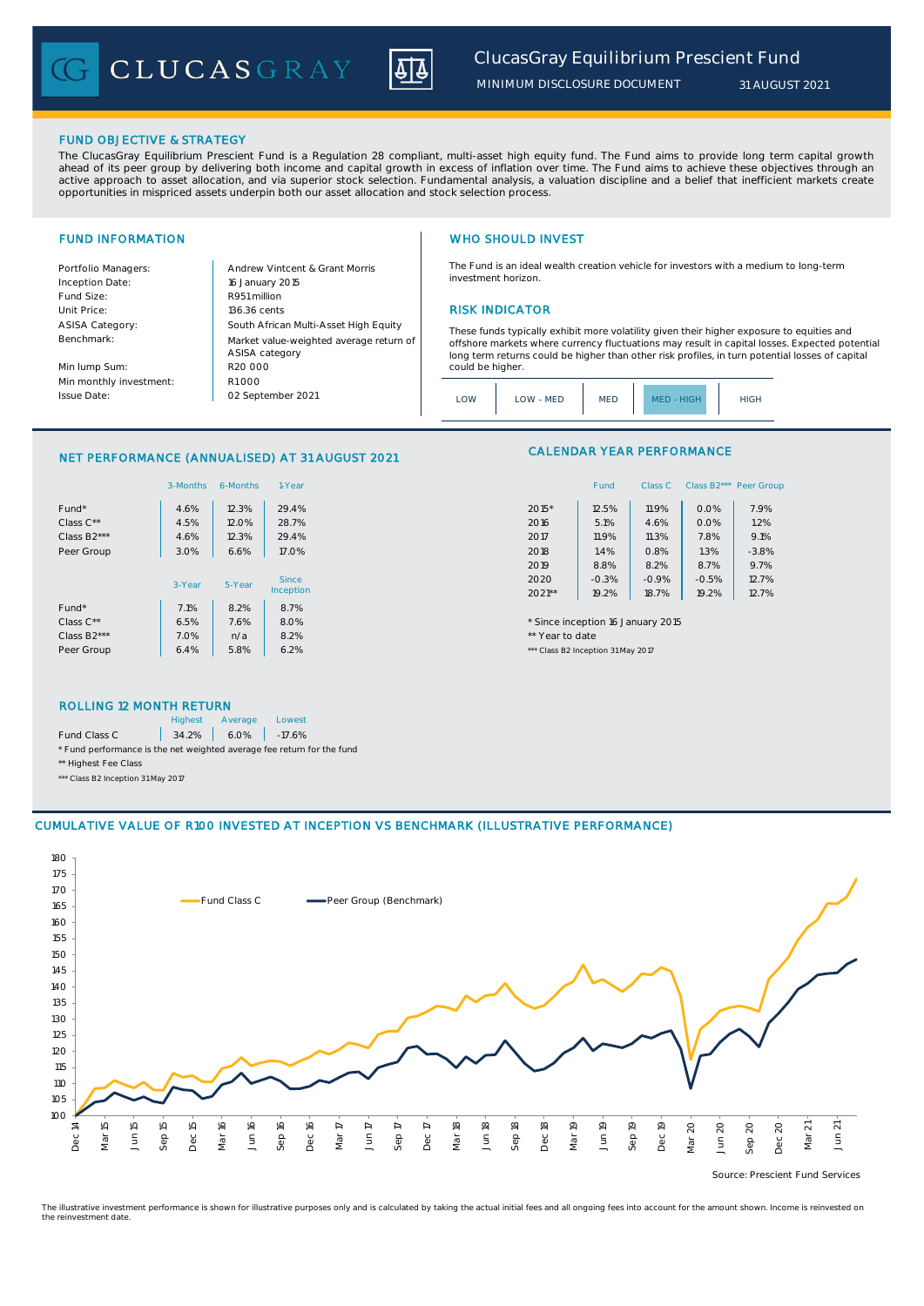# ClucasGray Equilibrium Prescient Fund

MINIMUM DISCLOSURE DOCUMENT 31 AUGUST 2021

## FUND OBJECTIVE & STRATEGY

The ClucasGray Equilibrium Prescient Fund is a Regulation 28 compliant, multi-asset high equity fund. The Fund aims to provide long term capital growth ahead of its peer group by delivering both income and capital growth in excess of inflation over time. The Fund aims to achieve these objectives through an active approach to asset allocation, and via superior stock selection. Fundamental analysis, a valuation discipline and a belief that inefficient markets create opportunities in mispriced assets underpin both our asset allocation and stock selection process.

## FUND INFORMATION

| | |
|---|---|
| Portfolio Managers: | Andrew Vintcent & Grant Morris |
| Inception Date: | 16 January 2015 |
| Fund Size: | R951 million |
| Unit Price: | 136.36 cents |
| ASISA Category: | South African Multi-Asset High Equity |
| Benchmark: | Market value-weighted average return of ASISA category |
| Min lump Sum: | R20 000 |
| Min monthly investment: | R1 000 |
| Issue Date: | 02 September 2021 |

## WHO SHOULD INVEST

The Fund is an ideal wealth creation vehicle for investors with a medium to long-term investment horizon.

## RISK INDICATOR

These funds typically exhibit more volatility given their higher exposure to equities and offshore markets where currency fluctuations may result in capital losses. Expected potential long term returns could be higher than other risk profiles, in turn potential losses of capital could be higher.

LOW | LOW - MED | MED | **MED - HIGH** | HIGH

## NET PERFORMANCE (ANNUALISED) AT 31 AUGUST 2021

| | 3-Months | 6-Months | 1-Year |
|---|---|---|---|
| Fund* | 4.6% | 12.3% | 29.4% |
| Class C** | 4.5% | 12.0% | 28.7% |
| Class B2*** | 4.6% | 12.3% | 29.4% |
| Peer Group | 3.0% | 6.6% | 17.0% |

| | 3-Year | 5-Year | Since Inception |
|---|---|---|---|
| Fund* | 7.1% | 8.2% | 8.7% |
| Class C** | 6.5% | 7.6% | 8.0% |
| Class B2*** | 7.0% | n/a | 8.2% |
| Peer Group | 6.4% | 5.8% | 6.2% |

## CALENDAR YEAR PERFORMANCE

| | Fund | Class C | Class B2*** | Peer Group |
|---|---|---|---|---|
| 2015* | 12.5% | 11.9% | 0.0% | 7.9% |
| 2016 | 5.1% | 4.6% | 0.0% | 1.2% |
| 2017 | 11.9% | 11.3% | 7.8% | 9.1% |
| 2018 | 1.4% | 0.8% | 1.3% | -3.8% |
| 2019 | 8.8% | 8.2% | 8.7% | 9.7% |
| 2020 | -0.3% | -0.9% | -0.5% | 12.7% |
| 2021** | 19.2% | 18.7% | 19.2% | 12.7% |

\* Since inception 16 January 2015
** Year to date
*** Class B2 Inception 31 May 2017

## ROLLING 12 MONTH RETURN

| | Highest | Average | Lowest |
|---|---|---|---|
| Fund Class C | 34.2% | 6.0% | -17.6% |

\* Fund performance is the net weighted average fee return for the fund
** Highest Fee Class
*** Class B2 Inception 31 May 2017

## CUMULATIVE VALUE OF R100 INVESTED AT INCEPTION VS BENCHMARK (ILLUSTRATIVE PERFORMANCE)

Source: Prescient Fund Services

The illustrative investment performance is shown for illustrative purposes only and is calculated by taking the actual initial fees and all ongoing fees into account for the amount shown. Income is reinvested on the reinvestment date.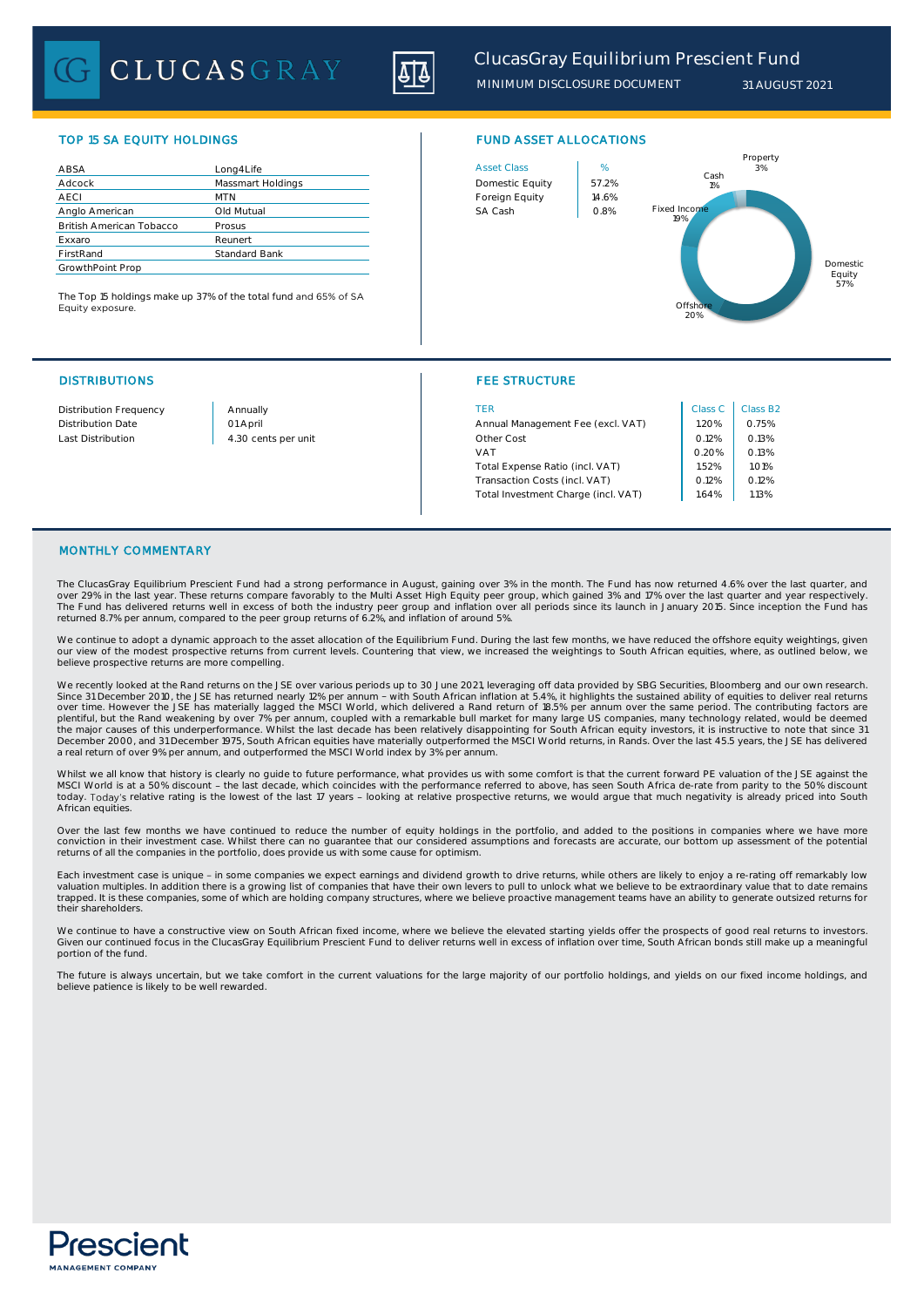# ClucasGray Equilibrium Prescient Fund

MINIMUM DISCLOSURE DOCUMENT 31 AUGUST 2021

## TOP 15 SA EQUITY HOLDINGS

| | |
|---|---|
| ABSA | Long4Life |
| Adcock | Massmart Holdings |
| AECI | MTN |
| Anglo American | Old Mutual |
| British American Tobacco | Prosus |
| Exxaro | Reunert |
| FirstRand | Standard Bank |
| GrowthPoint Prop | |

The Top 15 holdings make up 37% of the total fund and 65% of SA Equity exposure.

## FUND ASSET ALLOCATIONS

| Asset Class | % |
|---|---|
| Domestic Equity | 57.2% |
| Foreign Equity | 14.6% |
| SA Cash | 0.8% |

Property 3%, Cash 1%, Fixed Income 19%, Domestic Equity 57%, Offshore 20%

## DISTRIBUTIONS

| | |
|---|---|
| Distribution Frequency | Annually |
| Distribution Date | 01 April |
| Last Distribution | 4.30 cents per unit |

## FEE STRUCTURE

| TER | Class C | Class B2 |
|---|---|---|
| Annual Management Fee (excl. VAT) | 1.20% | 0.75% |
| Other Cost | 0.12% | 0.13% |
| VAT | 0.20% | 0.13% |
| Total Expense Ratio (incl. VAT) | 1.52% | 1.01% |
| Transaction Costs (incl. VAT) | 0.12% | 0.12% |
| Total Investment Charge (incl. VAT) | 1.64% | 1.13% |

## MONTHLY COMMENTARY

The ClucasGray Equilibrium Prescient Fund had a strong performance in August, gaining over 3% in the month. The Fund has now returned 4.6% over the last quarter, and over 29% in the last year. These returns compare favorably to the Multi Asset High Equity peer group, which gained 3% and 17% over the last quarter and year respectively. The Fund has delivered returns well in excess of both the industry peer group and inflation over all periods since its launch in January 2015. Since inception the Fund has returned 8.7% per annum, compared to the peer group returns of 6.2%, and inflation of around 5%.

We continue to adopt a dynamic approach to the asset allocation of the Equilibrium Fund. During the last few months, we have reduced the offshore equity weightings, given our view of the modest prospective returns from current levels. Countering that view, we increased the weightings to South African equities, where, as outlined below, we believe prospective returns are more compelling.

We recently looked at the Rand returns on the JSE over various periods up to 30 June 2021, leveraging off data provided by SBG Securities, Bloomberg and our own research. Since 31 December 2010, the JSE has returned nearly 12% per annum – with South African inflation at 5.4%, it highlights the sustained ability of equities to deliver real returns over time. However the JSE has materially lagged the MSCI World, which delivered a Rand return of 18.5% per annum over the same period. The contributing factors are plentiful, but the Rand weakening by over 7% per annum, coupled with a remarkable bull market for many large US companies, many technology related, would be deemed the major causes of this underperformance. Whilst the last decade has been relatively disappointing for South African equity investors, it is instructive to note that since 31 December 2000, and 31 December 1975, South African equities have materially outperformed the MSCI World returns, in Rands. Over the last 45.5 years, the JSE has delivered a real return of over 9% per annum, and outperformed the MSCI World index by 3% per annum.

Whilst we all know that history is clearly no guide to future performance, what provides us with some comfort is that the current forward PE valuation of the JSE against the MSCI World is at a 50% discount – the last decade, which coincides with the performance referred to above, has seen South Africa de-rate from parity to the 50% discount today. Today's relative rating is the lowest of the last 17 years – looking at relative prospective returns, we would argue that much negativity is already priced into South African equities.

Over the last few months we have continued to reduce the number of equity holdings in the portfolio, and added to the positions in companies where we have more conviction in their investment case. Whilst there can no guarantee that our considered assumptions and forecasts are accurate, our bottom up assessment of the potential returns of all the companies in the portfolio, does provide us with some cause for optimism.

Each investment case is unique – in some companies we expect earnings and dividend growth to drive returns, while others are likely to enjoy a re-rating off remarkably low valuation multiples. In addition there is a growing list of companies that have their own levers to pull to unlock what we believe to be extraordinary value that to date remains trapped. It is these companies, some of which are holding company structures, where we believe proactive management teams have an ability to generate outsized returns for their shareholders.

We continue to have a constructive view on South African fixed income, where we believe the elevated starting yields offer the prospects of good real returns to investors. Given our continued focus in the ClucasGray Equilibrium Prescient Fund to deliver returns well in excess of inflation over time, South African bonds still make up a meaningful portion of the fund.

The future is always uncertain, but we take comfort in the current valuations for the large majority of our portfolio holdings, and yields on our fixed income holdings, and believe patience is likely to be well rewarded.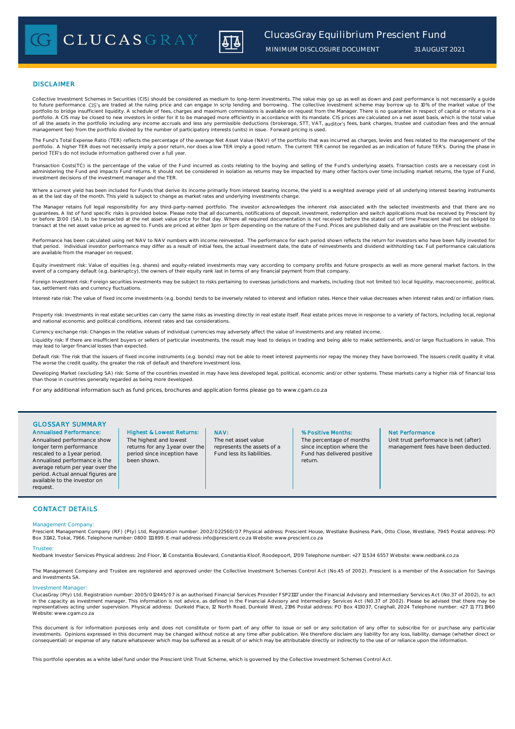# ClucasGray Equilibrium Prescient Fund

MINIMUM DISCLOSURE DOCUMENT 31 AUGUST 2021

## DISCLAIMER

Collective Investment Schemes in Securities (CIS) should be considered as medium to long-term investments. The value may go up as well as down and past performance is not necessarily a guide to future performance. CIS's are traded at the ruling price and can engage in scrip lending and borrowing. The collective investment scheme may borrow up to 10% of the market value of the portfolio to bridge insufficient liquidity. A schedule of fees, charges and maximum commissions is available on request from the Manager. There is no guarantee in respect of capital or returns in a portfolio. A CIS may be closed to new investors in order for it to be managed more efficiently in accordance with its mandate. CIS prices are calculated on a net asset basis, which is the total value of all the assets in the portfolio including any income accruals and less any permissible deductions (brokerage, STT, VAT, auditor's fees, bank charges, trustee and custodian fees and the annual management fee) from the portfolio divided by the number of participatory interests (units) in issue. Forward pricing is used.

The Fund's Total Expense Ratio (TER) reflects the percentage of the average Net Asset Value (NAV) of the portfolio that was incurred as charges, levies and fees related to the management of the portfolio. A higher TER does not necessarily imply a poor return, nor does a low TER imply a good return. The current TER cannot be regarded as an indication of future TER's. During the phase in period TER's do not include information gathered over a full year.

Transaction Costs(TC) is the percentage of the value of the Fund incurred as costs relating to the buying and selling of the Fund's underlying assets. Transaction costs are a necessary cost in administering the Fund and impacts Fund returns. It should not be considered in isolation as returns may be impacted by many other factors over time including market returns, the type of Fund, investment decisions of the investment manager and the TER.

Where a current yield has been included for Funds that derive its income primarily from interest bearing income, the yield is a weighted average yield of all underlying interest bearing instruments as at the last day of the month. This yield is subject to change as market rates and underlying investments change.

The Manager retains full legal responsibility for any third-party-named portfolio. The investor acknowledges the inherent risk associated with the selected investments and that there are no guarantees. A list of fund specific risks is provided below. Please note that all documents, notifications of deposit, investment, redemption and switch applications must be received by Prescient by or before 13:00 (SA), to be transacted at the net asset value price for that day. Where all required documentation is not received before the stated cut off time Prescient shall not be obliged to transact at the net asset value price as agreed to. Funds are priced at either 3pm or 5pm depending on the nature of the Fund. Prices are published daily and are available on the Prescient website.

Performance has been calculated using net NAV to NAV numbers with income reinvested. The performance for each period shown reflects the return for investors who have been fully invested for that period. Individual investor performance may differ as a result of initial fees, the actual investment date, the date of reinvestments and dividend withholding tax. Full performance calculations are available from the manager on request.

Equity investment risk: Value of equities (e.g. shares) and equity-related investments may vary according to company profits and future prospects as well as more general market factors. In the event of a company default (e.g. bankruptcy), the owners of their equity rank last in terms of any financial payment from that company.

Foreign Investment risk: Foreign securities investments may be subject to risks pertaining to overseas jurisdictions and markets, including (but not limited to) local liquidity, macroeconomic, political, tax, settlement risks and currency fluctuations.

Interest rate risk: The value of fixed income investments (e.g. bonds) tends to be inversely related to interest and inflation rates. Hence their value decreases when interest rates and/or inflation rises.

Property risk: Investments in real estate securities can carry the same risks as investing directly in real estate itself. Real estate prices move in response to a variety of factors, including local, regional and national economic and political conditions, interest rates and tax considerations.

Currency exchange risk: Changes in the relative values of individual currencies may adversely affect the value of investments and any related income.

Liquidity risk: If there are insufficient buyers or sellers of particular investments, the result may lead to delays in trading and being able to make settlements, and/or large fluctuations in value. This may lead to larger financial losses than expected.

Default risk: The risk that the issuers of fixed income instruments (e.g. bonds) may not be able to meet interest payments nor repay the money they have borrowed. The issuers credit quality it vital. The worse the credit quality, the greater the risk of default and therefore investment loss.

Developing Market (excluding SA) risk: Some of the countries invested in may have less developed legal, political, economic and/or other systems. These markets carry a higher risk of financial loss than those in countries generally regarded as being more developed.

For any additional information such as fund prices, brochures and application forms please go to www.cgam.co.za

## GLOSSARY SUMMARY

**Annualised Performance:** Annualised performance show longer term performance rescaled to a 1 year period. Annualised performance is the average return per year over the period. Actual annual figures are available to the investor on request.

**Highest & Lowest Returns:** The highest and lowest returns for any 1 year over the period since inception have been shown.

**NAV:** The net asset value represents the assets of a Fund less its liabilities.

**% Positive Months:** The percentage of months since inception where the Fund has delivered positive return.

**Net Performance:** Unit trust performance is net (after) management fees have been deducted.

## CONTACT DETAILS

### Management Company:

Prescient Management Company (RF) (Pty) Ltd, Registration number: 2002/022560/07 Physical address: Prescient House, Westlake Business Park, Otto Close, Westlake, 7945 Postal address: PO Box 31142, Tokai, 7966. Telephone number: 0800 111 899. E-mail address: info@prescient.co.za Website: www.prescient.co.za

### Trustee:

Nedbank Investor Services Physical address: 2nd Floor, 16 Constantia Boulevard, Constantia Kloof, Roodepoort, 1709 Telephone number: +27 11 534 6557 Website: www.nedbank.co.za

The Management Company and Trustee are registered and approved under the Collective Investment Schemes Control Act (No.45 of 2002). Prescient is a member of the Association for Savings and Investments SA.

### Investment Manager:

ClucasGray (Pty) Ltd, Registration number: 2005/012445/07 is an authorised Financial Services Provider FSP21117 under the Financial Advisory and Intermediary Services Act (No.37 of 2002), to act in the capacity as investment manager. This information is not advice, as defined in the Financial Advisory and Intermediary Services Act (NO.37 of 2002). Please be advised that there may be representatives acting under supervision. Physical address: Dunkeld Place, 12 North Road, Dunkeld West, 2196 Postal address: PO Box 413037, Craighall, 2024 Telephone number: +27 11 771 1960 Website: www.cgam.co.za

This document is for information purposes only and does not constitute or form part of any offer to issue or sell or any solicitation of any offer to subscribe for or purchase any particular investments. Opinions expressed in this document may be changed without notice at any time after publication. We therefore disclaim any liability for any loss, liability, damage (whether direct or consequential) or expense of any nature whatsoever which may be suffered as a result of or which may be attributable directly or indirectly to the use of or reliance upon the information.

This portfolio operates as a white label fund under the Prescient Unit Trust Scheme, which is governed by the Collective Investment Schemes Control Act.